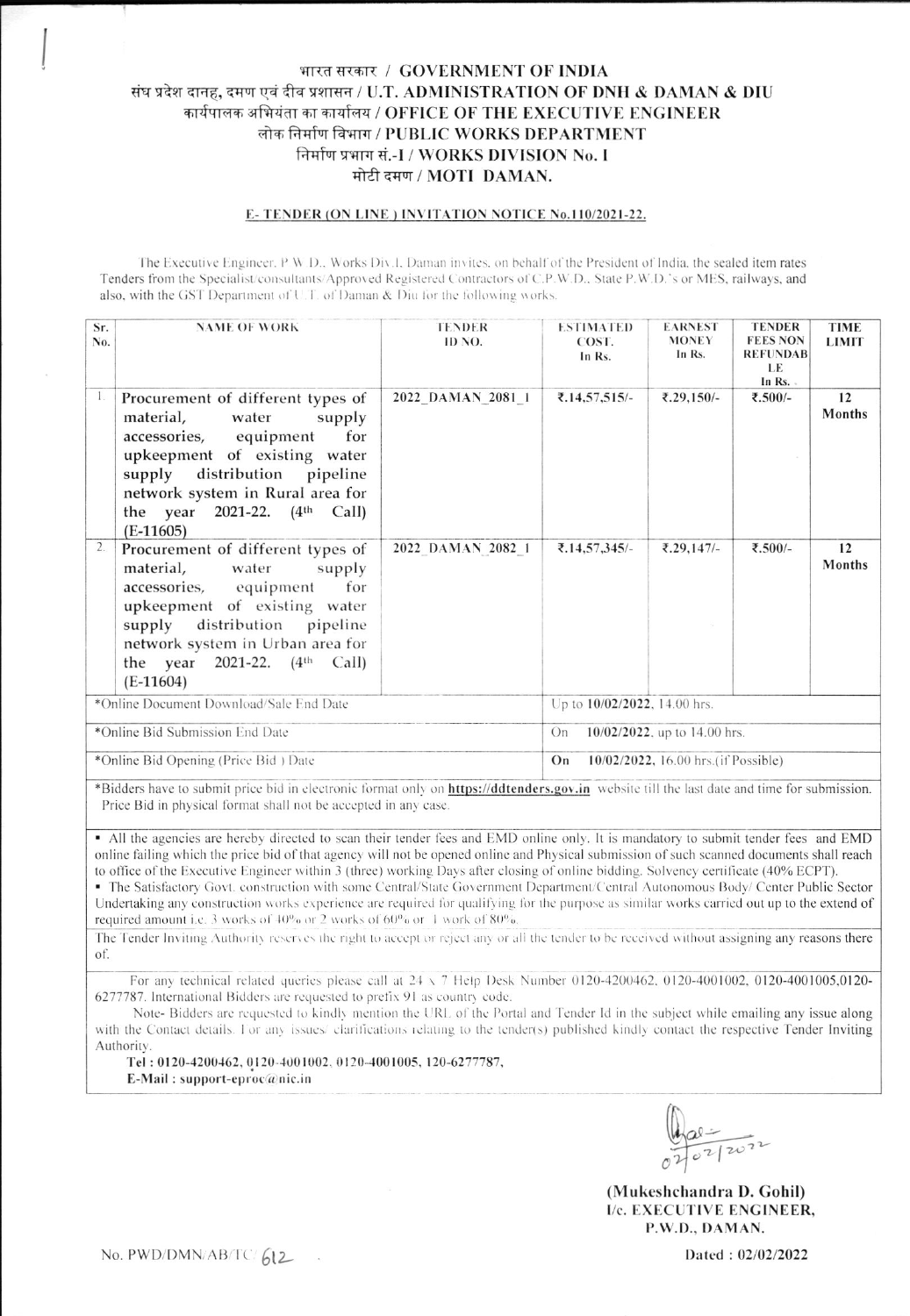# भारत सरकार / GOVERNMENT OF INDIA
## संघ प्रदेश दानह, दमण एवं दीव प्रशासन / U.T. ADMINISTRATION OF DNH & DAMAN & DIU
## कार्यपालक अभियंता का कार्यालय / OFFICE OF THE EXECUTIVE ENGINEER
## लोक निर्माण विभाग / PUBLIC WORKS DEPARTMENT
## निर्माण प्रभाग सं.-I / WORKS DIVISION No. I
## मोटी दमण / MOTI DAMAN.

**E- TENDER (ON LINE ) INVITATION NOTICE No.110/2021-22.**

The Executive Engineer, P.W.D., Works Div.I, Daman invites, on behalf of the President of India, the sealed item rates Tenders from the Specialist/consultants/Approved Registered Contractors of C.P.W.D., State P.W.D.'s or MES, railways, and also, with the GST Department of U.T. of Daman & Diu for the following works.

| Sr. No. | NAME OF WORK | TENDER ID NO. | ESTIMATED COST. In Rs. | EARNEST MONEY In Rs. | TENDER FEES NON REFUNDABLE In Rs. | TIME LIMIT |
|---|---|---|---|---|---|---|
| 1. | Procurement of different types of material, water supply accessories, equipment for upkeepment of existing water supply distribution pipeline network system in Rural area for the year 2021-22. (4th Call) (E-11605) | 2022_DAMAN_2081_1 | ₹.14,57,515/- | ₹.29,150/- | ₹.500/- | 12 Months |
| 2. | Procurement of different types of material, water supply accessories, equipment for upkeepment of existing water supply distribution pipeline network system in Urban area for the year 2021-22. (4th Call) (E-11604) | 2022_DAMAN_2082_1 | ₹.14,57,345/- | ₹.29,147/- | ₹.500/- | 12 Months |
| *Online Document Download/Sale End Date | | | Up to **10/02/2022**, 14.00 hrs. | | | |
| *Online Bid Submission End Date | | | On **10/02/2022**, up to 14.00 hrs. | | | |
| *Online Bid Opening (Price Bid ) Date | | | On **10/02/2022**, 16.00 hrs.(if Possible) | | | |

*Bidders have to submit price bid in electronic format only on **https://ddtenders.gov.in** website till the last date and time for submission. Price Bid in physical format shall not be accepted in any case.

- All the agencies are hereby directed to scan their tender fees and EMD online only. It is mandatory to submit tender fees and EMD online failing which the price bid of that agency will not be opened online and Physical submission of such scanned documents shall reach to office of the Executive Engineer within 3 (three) working Days after closing of online bidding. Solvency certificate (40% ECPT).
- The Satisfactory Govt. construction with some Central/State Government Department/Central Autonomous Body/ Center Public Sector Undertaking any construction works experience are required for qualifying for the purpose as similar works carried out up to the extend of required amount i.e. 3 works of 40% or 2 works of 60% or 1 work of 80%.

The Tender Inviting Authority reserves the right to accept or reject any or all the tender to be received without assigning any reasons there of.

For any technical related queries please call at 24 x 7 Help Desk Number 0120-4200462, 0120-4001002, 0120-4001005,0120-6277787. International Bidders are requested to prefix 91 as country code.

Note- Bidders are requested to kindly mention the URL of the Portal and Tender Id in the subject while emailing any issue along with the Contact details. For any issues/ clarifications relating to the tender(s) published kindly contact the respective Tender Inviting Authority.

**Tel : 0120-4200462, 0120-4001002, 0120-4001005, 120-6277787,**
**E-Mail : support-eproc@nic.in**

02/02/2022

**(Mukeshchandra D. Gohil)**
**I/c. EXECUTIVE ENGINEER,**
**P.W.D., DAMAN.**

No. PWD/DMN/AB/TC/ 612

**Dated : 02/02/2022**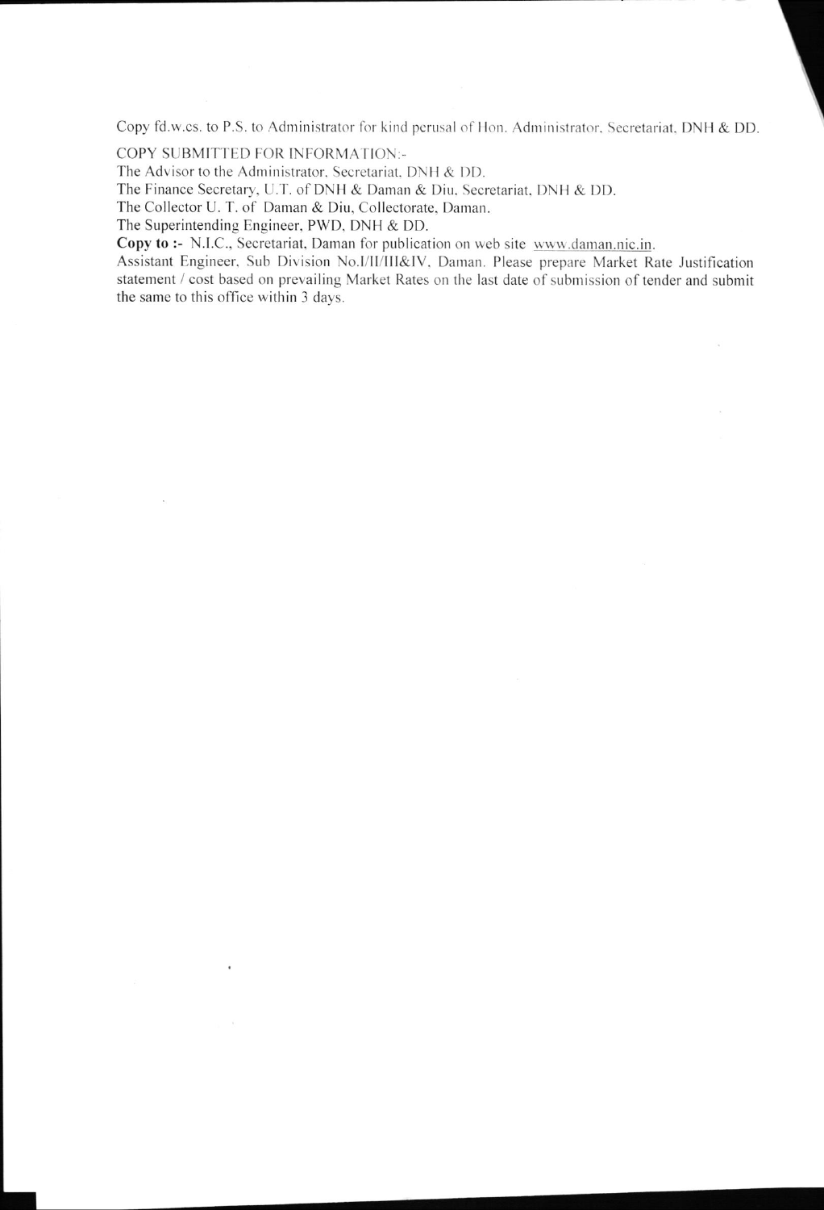Copy fd.w.cs. to P.S. to Administrator for kind perusal of Hon. Administrator, Secretariat, DNH & DD.

COPY SUBMITTED FOR INFORMATION:-

The Advisor to the Administrator, Secretariat, DNH & DD.

The Finance Secretary, U.T. of DNH & Daman & Diu, Secretariat, DNH & DD.

The Collector U. T. of Daman & Diu, Collectorate, Daman.

The Superintending Engineer, PWD, DNH & DD.

**Copy to :-** N.I.C., Secretariat, Daman for publication on web site www.daman.nic.in.

Assistant Engineer, Sub Division No.I/II/III&IV, Daman. Please prepare Market Rate Justification statement / cost based on prevailing Market Rates on the last date of submission of tender and submit the same to this office within 3 days.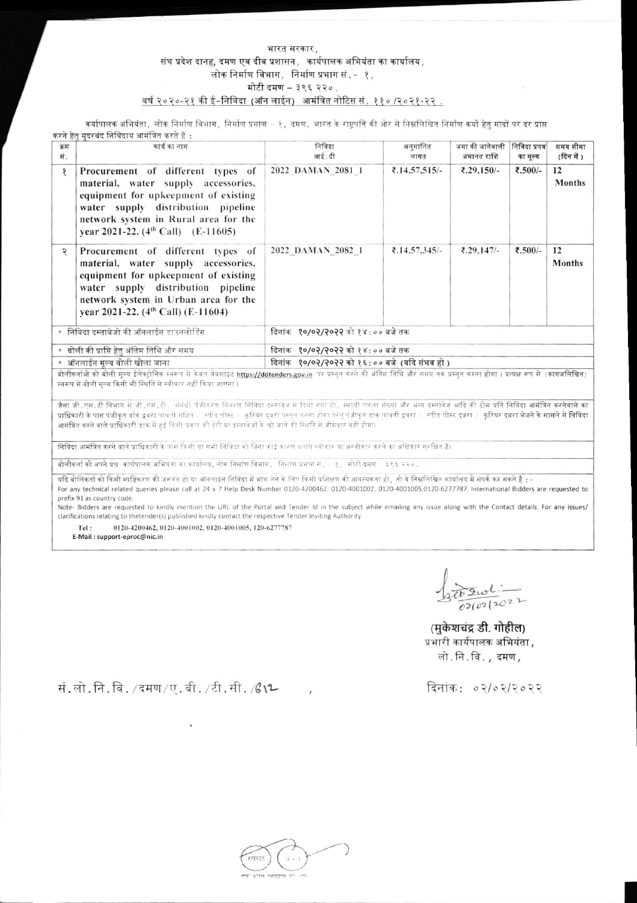भारत सरकार,

संघ प्रदेश दानह, दमण एव दीव प्रशासन, कार्यपालक अभियंता का कार्यालय,

लोक निर्माण विभाग, निर्माण प्रभाग सं. - १,

मोटी दमण – ३९६ २२०.

<u>वर्ष २०२०-२१ की ई-निविदा (ऑन लाईन) आमंत्रित नोटिस सं. ११० /२०२१-२२ .</u>

कर्यापालक अभियंता, लोक निर्माण विभाग, निर्माण प्रमाण – १, दमण, भारत के राष्ट्रपति की ओर से निम्नलिखित निर्माण कर्यो हेतु मदों पर दर प्राप्त करने हेतु मुदरबंद निविदाय आमंत्रित करते हैं :

| क्रम सं. | कार्य का नाम | निविदा आई.डी | अनुमानित लागत | जमा की जानेवाली जमानत राशि | निविदा प्रपत्र का मूल्य | समय सीमा (दिन में) |
|---|---|---|---|---|---|---|
| १ | **Procurement of different types of material, water supply accessories, equipment for upkeepment of existing water supply distribution pipeline network system in Rural area for the year 2021-22. (4th Call) (E-11605)** | 2022_DAMAN_2081_1 | ₹.14,57,515/- | ₹.29,150/- | ₹.500/- | 12 Months |
| २ | **Procurement of different types of material, water supply accessories, equipment for upkeepment of existing water supply distribution pipeline network system in Urban area for the year 2021-22. (4th Call) (E-11604)** | 2022_DAMAN_2082_1 | ₹.14,57,345/- | ₹.29,147/- | ₹.500/- | 12 Months |

| | |
|---|---|
| * निविदा दस्तावेजो की ऑनलाईन डाउनलोडिंग | दिनांक १०/०२/२०२२ को १४:०० बजे तक |
| * बोली की प्राप्ति हेतु अंतिम तिथि और समय | दिनांक १०/०२/२०२२ को १४:०० बजे तक |
| * ऑनलाईन मूल्य बोली खोला जाना | दिनांक १०/०२/२०२२ को १६:०० बजे (यदि संभव हो) |

बोलीकर्ताओ को बोली मूल्य ईलेक्ट्रोनिक स्वरूप में केवल वेबसाइट https://ddtenders.gov.in पर प्रस्तुत करने की अंतिम तिथि और समय तक प्रस्तुत करना होगा। प्रत्यक्ष रूप से (कागजलिखित) स्वरूप में बोली मूल्य किसी भी स्थिति में स्वीकार नहीं किया जाएगा।

जैसा जी.एस.टी विभाग में जी.एस.टी. संबंधी पंजीकरण विवरण निविदा दस्तावेज में दिया गया हो, स्थायी एकता संख्या और अन्य दस्तावेज आदि की ठोस प्रति निविदा आमंत्रित करनेवाले का प्राधिकारी के पास पंजीकृत डाक द्वारा पावती सहित / स्पीड पोस्ट / कुरियर द्वारा प्रस्तुत करना होगा परंतु पंजीकृत डाक पावती द्वारा / स्पीड पोस्ट द्वारा / कुरियर द्वारा भेजने के मामले में निविदा आमंत्रित करने वाले प्राधिकारी डाक में हुई किसी प्रकार की देरी या दस्तावेजों के खो जाने की स्थिति में जीमेदार नहीं होगा।

निविदा आमंत्रित करने वाले प्राधिकारी के पास किसी या सभी निविदा को बिना कोई कारण बताये स्वीकार या अस्वीकार करने का अधिकार सुरक्षित है।

बोलीकर्ता को अपने प्रश्न कार्यपालक अभियंता का कार्यालय, लोक निर्माण विभाग, निर्माण प्रभाग सं. - १, मोटी दमण - ३९६ २२०.

यदि बोलीकर्ता को किसी स्पष्टिकरण की अरूरत हो या ऑनलाइन निविदा में भाग लेने के लिए किसी प्रशिक्षण की आवश्यकता हो, तो वे निम्नलिखित कार्यालय में संपर्क कर सकते है : -

For any technical related queries please call at 24 x 7 Help Desk Number 0120-4200462, 0120-4001002, 0120-4001005,0120-6277787. International Bidders are requested to prefix 91 as country code.

Note- Bidders are requested to kindly mention the URL of the Portal and Tender Id in the subject while emailing any issue along with the Contact details. For any issues/ clarifications relating to thetender(s) published kindly contact the respective Tender Inviting Authority.

Tel : 0120-4200462, 0120-4001002, 0120-4001005, 120-6277787

**E-Mail : support-eproc@nic.in**

02/02/2022

**(मुकेशचंद्र डी. गोहील)**

प्रभारी कार्यपालक अभियंता,

लो.नि.वि., दमण,

सं.लो.नि.वि./दमण/ए.बी./टी.सी./612

दिनांक: ०२/०२/२०२२